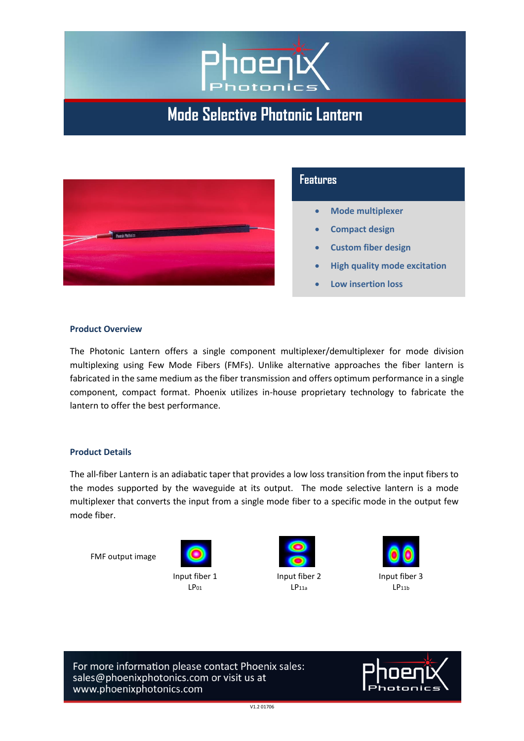# Mode Selective Photonic Lantern

## Features

- Mode multiplexer
- Compact design
- Custom fiber design
- High quality mode excitation
- Low insertion loss

### Product Overview

The Photonic Lantern offers a single component multiplexer/demultiplexer for mode division multiplexing using Few Mode Fibers (FMFs). Unlike alternative approaches the fiber lantern is fabricated in the same medium as the fiber transmission and offers optimum performance in a single component, compact format. Phoenix utilizes in-house proprietary technology to fabricate the lantern to offer the best performance.

### Product Details

The all-fiber Lantern is an adiabatic taper that provides a low loss transition from the input fibers to the modes supported by the waveguide at its output. The mode selective lantern is a mode multiplexer that converts the input from a single mode fiber to a specific mode in the output few mode fiber.

FMF output image

Input fiber 1
$LP_{01}$

Input fiber 2
$LP_{11a}$

Input fiber 3
$LP_{11b}$

For more information please contact Phoenix sales:
sales@phoenixphotonics.com or visit us at
www.phoenixphotonics.com

V1.2 01706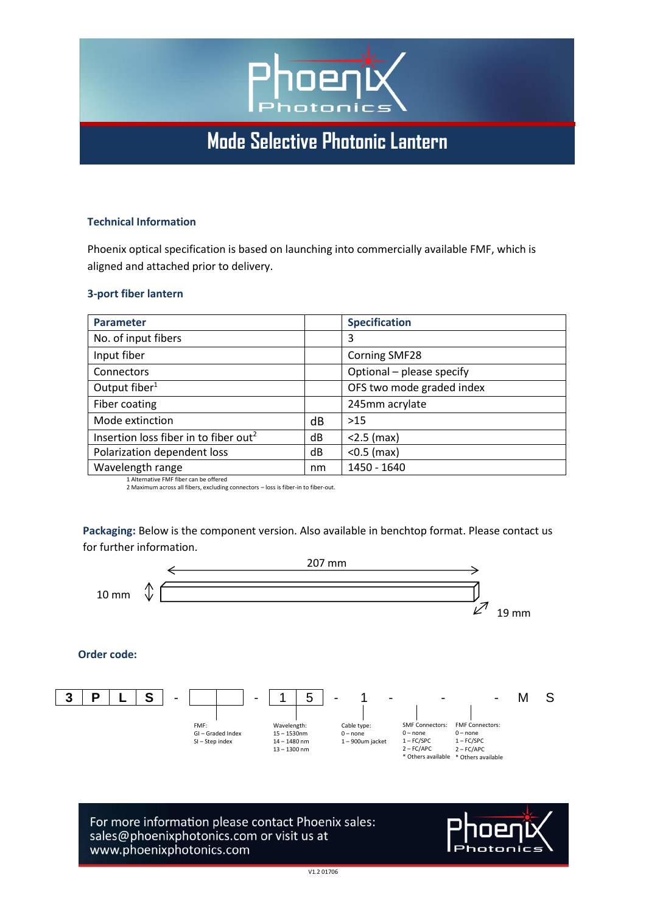# Mode Selective Photonic Lantern

### Technical Information

Phoenix optical specification is based on launching into commercially available FMF, which is aligned and attached prior to delivery.

### 3-port fiber lantern

| Parameter | | Specification |
|---|---|---|
| No. of input fibers | | 3 |
| Input fiber | | Corning SMF28 |
| Connectors | | Optional – please specify |
| Output fiber[1] | | OFS two mode graded index |
| Fiber coating | | 245mm acrylate |
| Mode extinction | dB | >15 |
| Insertion loss fiber in to fiber out[2] | dB | <2.5 (max) |
| Polarization dependent loss | dB | <0.5 (max) |
| Wavelength range | nm | 1450 - 1640 |

1 Alternative FMF fiber can be offered
2 Maximum across all fibers, excluding connectors – loss is fiber-in to fiber-out.

**Packaging:** Below is the component version. Also available in benchtop format. Please contact us for further information.

207 mm

10 mm

19 mm

### Order code:

3 P L S - [ ][ ] - 1 5 - 1 - - - M S

FMF:
GI – Graded Index
SI – Step index

Wavelength:
15 – 1530nm
14 – 1480 nm
13 – 1300 nm

Cable type:
0 – none
1 – 900um jacket

SMF Connectors:
0 – none
1 – FC/SPC
2 – FC/APC
* Others available

FMF Connectors:
0 – none
1 – FC/SPC
2 – FC/APC
* Others available

For more information please contact Phoenix sales:
sales@phoenixphotonics.com or visit us at
www.phoenixphotonics.com

V1.2 01706